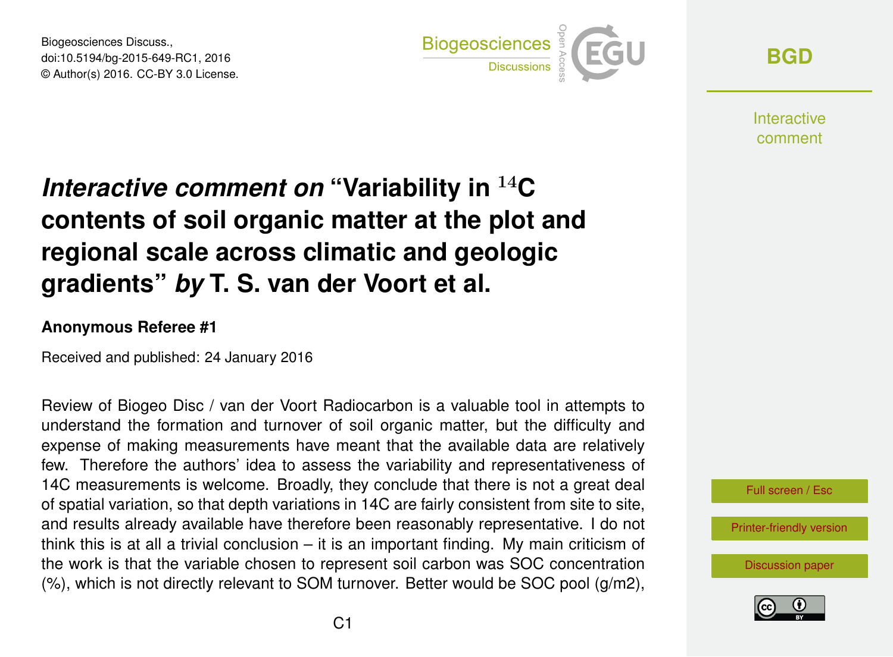# *Interactive comment on* "Variability in $^{14}$C contents of soil organic matter at the plot and regional scale across climatic and geologic gradients" *by* T. S. van der Voort et al.

**Anonymous Referee #1**

Received and published: 24 January 2016

Review of Biogeo Disc / van der Voort Radiocarbon is a valuable tool in attempts to understand the formation and turnover of soil organic matter, but the difficulty and expense of making measurements have meant that the available data are relatively few. Therefore the authors' idea to assess the variability and representativeness of 14C measurements is welcome. Broadly, they conclude that there is not a great deal of spatial variation, so that depth variations in 14C are fairly consistent from site to site, and results already available have therefore been reasonably representative. I do not think this is at all a trivial conclusion – it is an important finding. My main criticism of the work is that the variable chosen to represent soil carbon was SOC concentration (%), which is not directly relevant to SOM turnover. Better would be SOC pool (g/m2),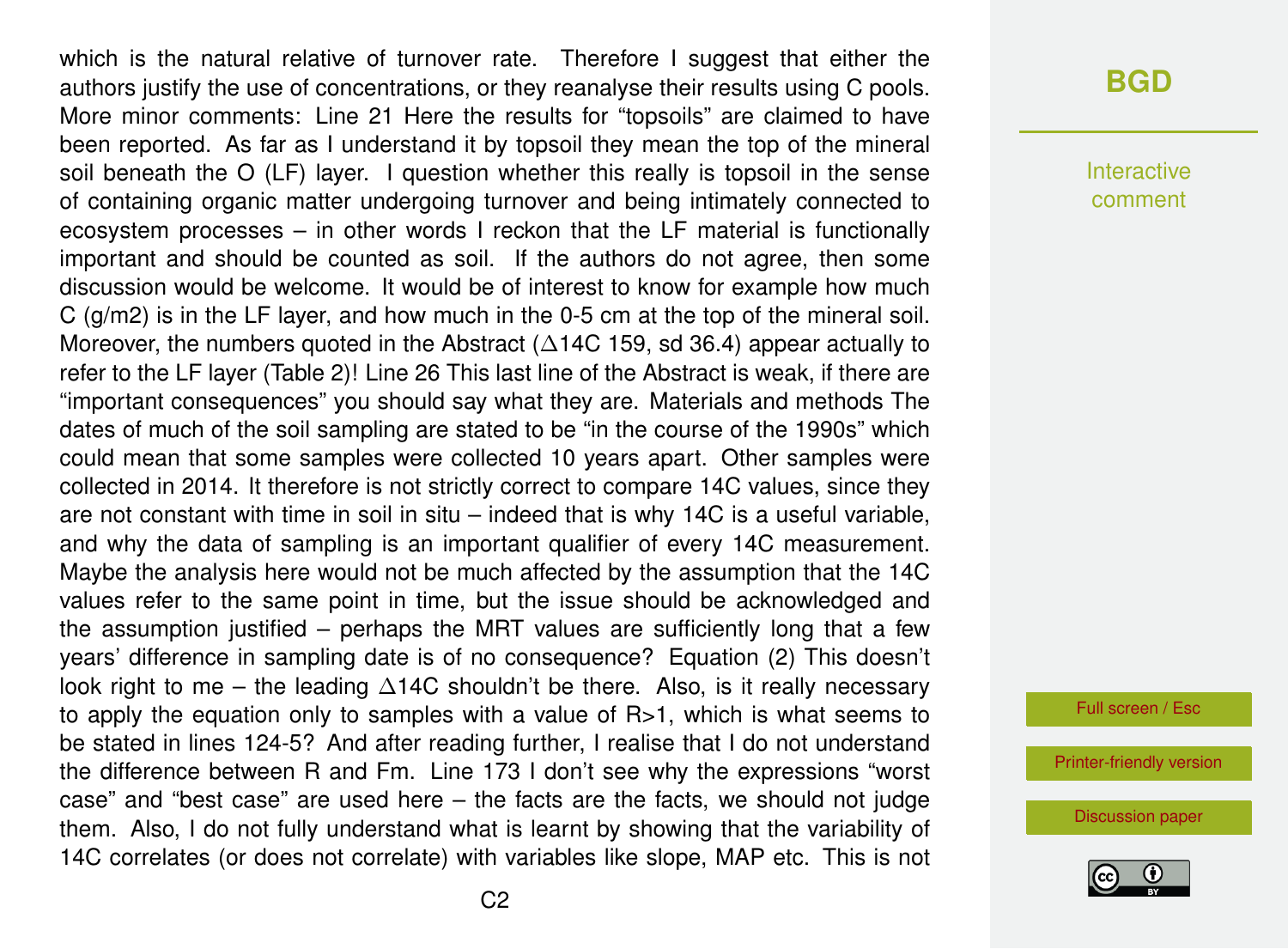which is the natural relative of turnover rate. Therefore I suggest that either the authors justify the use of concentrations, or they reanalyse their results using C pools. More minor comments: Line 21 Here the results for "topsoils" are claimed to have been reported. As far as I understand it by topsoil they mean the top of the mineral soil beneath the O (LF) layer. I question whether this really is topsoil in the sense of containing organic matter undergoing turnover and being intimately connected to ecosystem processes – in other words I reckon that the LF material is functionally important and should be counted as soil. If the authors do not agree, then some discussion would be welcome. It would be of interest to know for example how much C (g/m2) is in the LF layer, and how much in the 0-5 cm at the top of the mineral soil. Moreover, the numbers quoted in the Abstract ($\Delta$14C 159, sd 36.4) appear actually to refer to the LF layer (Table 2)! Line 26 This last line of the Abstract is weak, if there are "important consequences" you should say what they are. Materials and methods The dates of much of the soil sampling are stated to be "in the course of the 1990s" which could mean that some samples were collected 10 years apart. Other samples were collected in 2014. It therefore is not strictly correct to compare 14C values, since they are not constant with time in soil in situ – indeed that is why 14C is a useful variable, and why the data of sampling is an important qualifier of every 14C measurement. Maybe the analysis here would not be much affected by the assumption that the 14C values refer to the same point in time, but the issue should be acknowledged and the assumption justified – perhaps the MRT values are sufficiently long that a few years' difference in sampling date is of no consequence? Equation (2) This doesn't look right to me – the leading $\Delta$14C shouldn't be there. Also, is it really necessary to apply the equation only to samples with a value of R>1, which is what seems to be stated in lines 124-5? And after reading further, I realise that I do not understand the difference between R and Fm. Line 173 I don't see why the expressions "worst case" and "best case" are used here – the facts are the facts, we should not judge them. Also, I do not fully understand what is learnt by showing that the variability of 14C correlates (or does not correlate) with variables like slope, MAP etc. This is not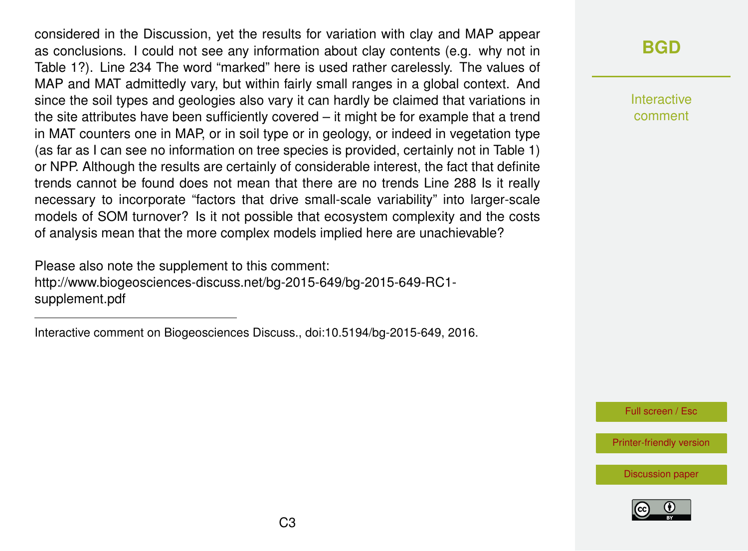considered in the Discussion, yet the results for variation with clay and MAP appear as conclusions. I could not see any information about clay contents (e.g. why not in Table 1?). Line 234 The word "marked" here is used rather carelessly. The values of MAP and MAT admittedly vary, but within fairly small ranges in a global context. And since the soil types and geologies also vary it can hardly be claimed that variations in the site attributes have been sufficiently covered – it might be for example that a trend in MAT counters one in MAP, or in soil type or in geology, or indeed in vegetation type (as far as I can see no information on tree species is provided, certainly not in Table 1) or NPP. Although the results are certainly of considerable interest, the fact that definite trends cannot be found does not mean that there are no trends Line 288 Is it really necessary to incorporate "factors that drive small-scale variability" into larger-scale models of SOM turnover? Is it not possible that ecosystem complexity and the costs of analysis mean that the more complex models implied here are unachievable?

Please also note the supplement to this comment:
http://www.biogeosciences-discuss.net/bg-2015-649/bg-2015-649-RC1-supplement.pdf

Interactive comment on Biogeosciences Discuss., doi:10.5194/bg-2015-649, 2016.